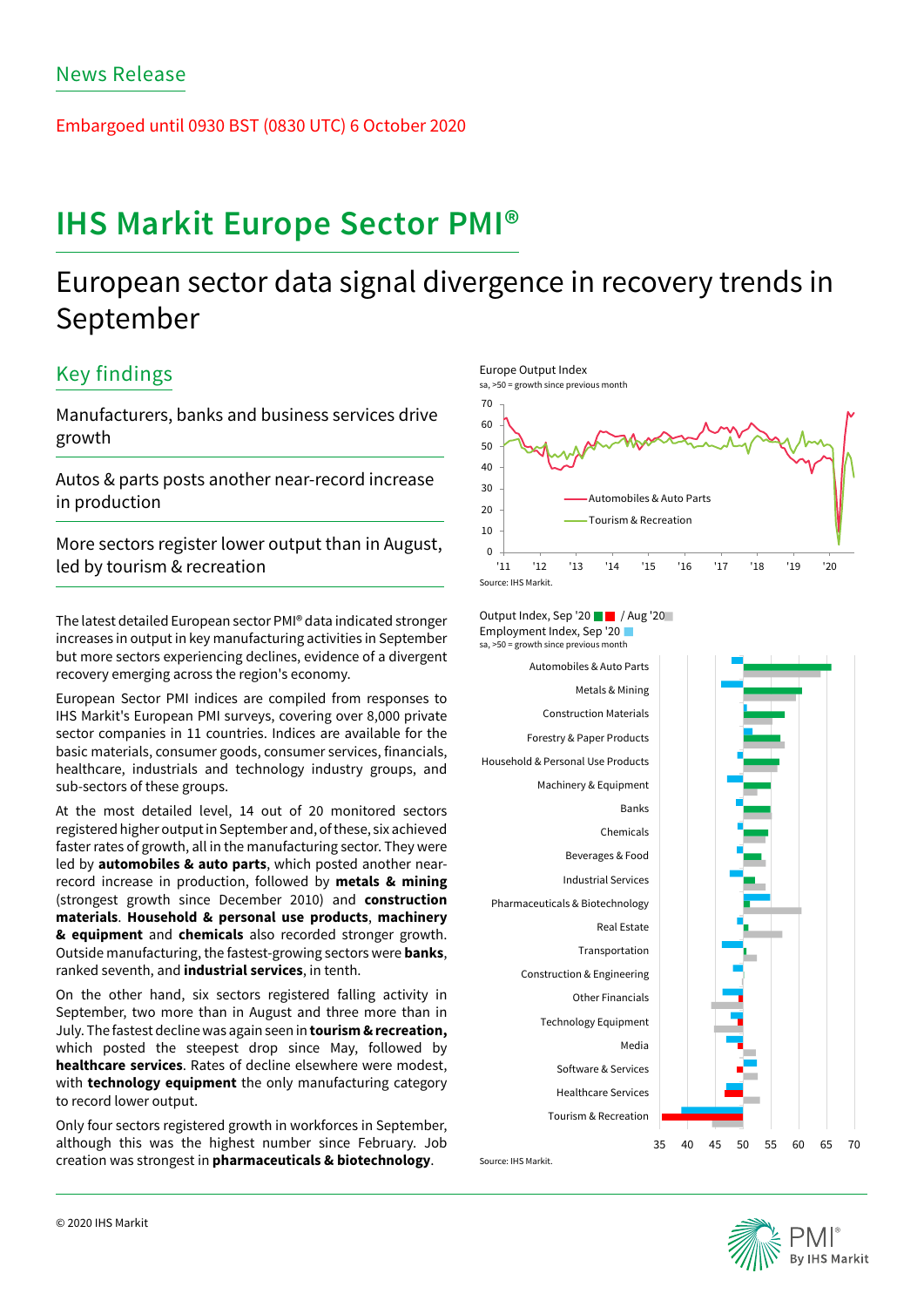News Release

Embargoed until 0930 BST (0830 UTC) 6 October 2020

# IHS Markit Europe Sector PMI®

## European sector data signal divergence in recovery trends in September

### Key findings

Manufacturers, banks and business services drive growth

Autos & parts posts another near-record increase in production

More sectors register lower output than in August, led by tourism & recreation

The latest detailed European sector PMI® data indicated stronger increases in output in key manufacturing activities in September but more sectors experiencing declines, evidence of a divergent recovery emerging across the region's economy.

European Sector PMI indices are compiled from responses to IHS Markit's European PMI surveys, covering over 8,000 private sector companies in 11 countries. Indices are available for the basic materials, consumer goods, consumer services, financials, healthcare, industrials and technology industry groups, and sub-sectors of these groups.

At the most detailed level, 14 out of 20 monitored sectors registered higher output in September and, of these, six achieved faster rates of growth, all in the manufacturing sector. They were led by **automobiles & auto parts**, which posted another near-record increase in production, followed by **metals & mining** (strongest growth since December 2010) and **construction materials**. **Household & personal use products**, **machinery & equipment** and **chemicals** also recorded stronger growth. Outside manufacturing, the fastest-growing sectors were **banks**, ranked seventh, and **industrial services**, in tenth.

On the other hand, six sectors registered falling activity in September, two more than in August and three more than in July. The fastest decline was again seen in **tourism & recreation,** which posted the steepest drop since May, followed by **healthcare services**. Rates of decline elsewhere were modest, with **technology equipment** the only manufacturing category to record lower output.

Only four sectors registered growth in workforces in September, although this was the highest number since February. Job creation was strongest in **pharmaceuticals & biotechnology**.

Europe Output Index

sa, >50 = growth since previous month

Automobiles & Auto Parts; Tourism & Recreation

Source: IHS Markit.

Output Index, Sep '20 / Aug '20

Employment Index, Sep '20

sa, >50 = growth since previous month

Sectors (in order): Automobiles & Auto Parts; Metals & Mining; Construction Materials; Forestry & Paper Products; Household & Personal Use Products; Machinery & Equipment; Banks; Chemicals; Beverages & Food; Industrial Services; Pharmaceuticals & Biotechnology; Real Estate; Transportation; Construction & Engineering; Other Financials; Technology Equipment; Media; Software & Services; Healthcare Services; Tourism & Recreation

Source: IHS Markit.

© 2020 IHS Markit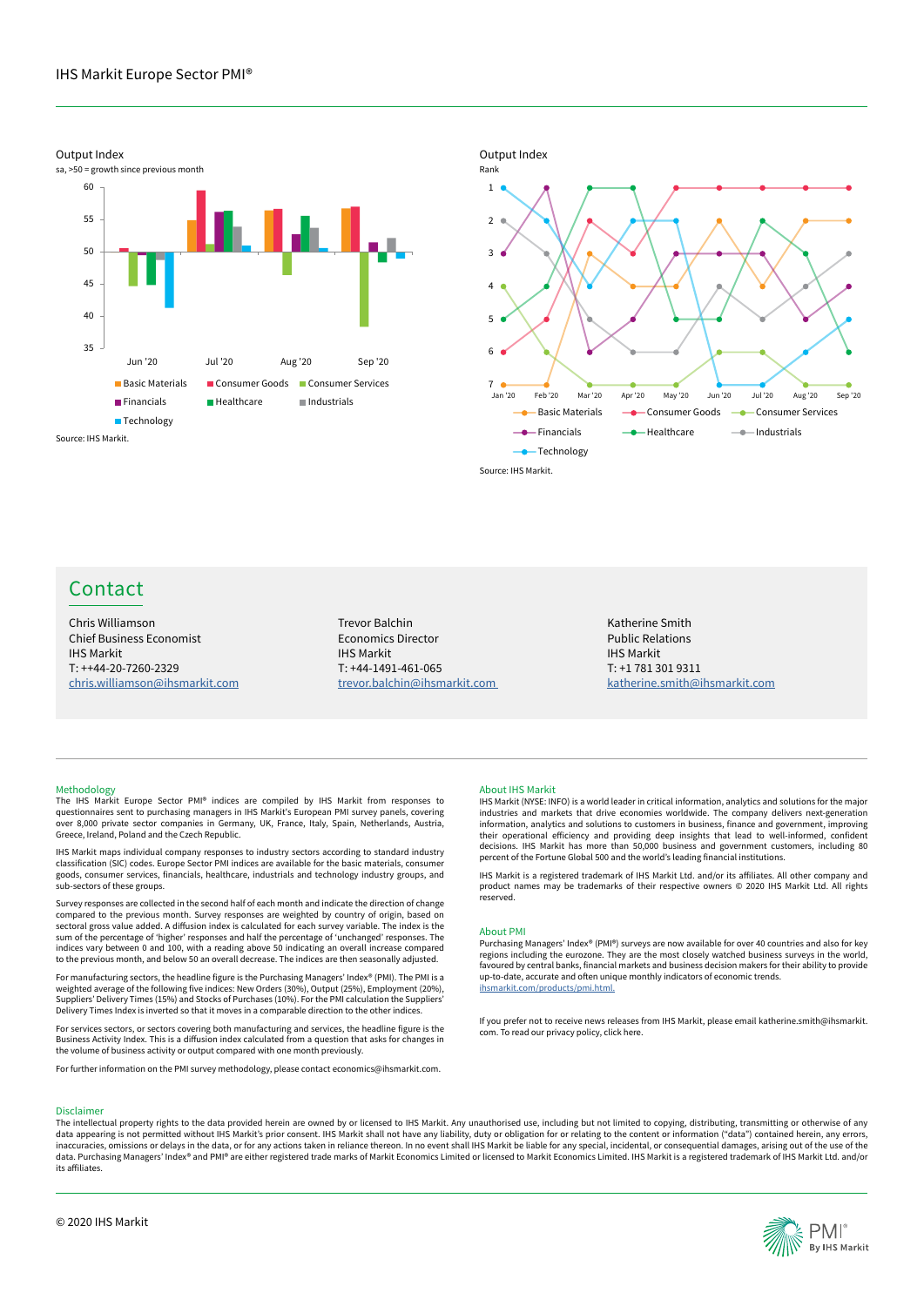Output Index
sa, >50 = growth since previous month

60
55
50
45
40
35

Jun '20
Jul '20
Aug '20
Sep '20

Basic Materials
Consumer Goods
Consumer Services
Financials
Healthcare
Industrials
Technology

Source: IHS Markit.

Output Index
Rank

1
2
3
4
5
6
7

Jan '20
Feb '20
Mar '20
Apr '20
May '20
Jun '20
Jul '20
Aug '20
Sep '20

Basic Materials
Consumer Goods
Consumer Services
Financials
Healthcare
Industrials
Technology

Source: IHS Markit.

## Contact

Chris Williamson
Chief Business Economist
IHS Markit
T: ++44-20-7260-2329
chris.williamson@ihsmarkit.com

Trevor Balchin
Economics Director
IHS Markit
T: +44-1491-461-065
trevor.balchin@ihsmarkit.com

Katherine Smith
Public Relations
IHS Markit
T: +1 781 301 9311
katherine.smith@ihsmarkit.com

### Methodology

The IHS Markit Europe Sector PMI® indices are compiled by IHS Markit from responses to questionnaires sent to purchasing managers in IHS Markit's European PMI survey panels, covering over 8,000 private sector companies in Germany, UK, France, Italy, Spain, Netherlands, Austria, Greece, Ireland, Poland and the Czech Republic.

IHS Markit maps individual company responses to industry sectors according to standard industry classification (SIC) codes. Europe Sector PMI indices are available for the basic materials, consumer goods, consumer services, financials, healthcare, industrials and technology industry groups, and sub-sectors of these groups.

Survey responses are collected in the second half of each month and indicate the direction of change compared to the previous month. Survey responses are weighted by country of origin, based on sectoral gross value added. A diffusion index is calculated for each survey variable. The index is the sum of the percentage of 'higher' responses and half the percentage of 'unchanged' responses. The indices vary between 0 and 100, with a reading above 50 indicating an overall increase compared to the previous month, and below 50 an overall decrease. The indices are then seasonally adjusted.

For manufacturing sectors, the headline figure is the Purchasing Managers' Index® (PMI). The PMI is a weighted average of the following five indices: New Orders (30%), Output (25%), Employment (20%), Suppliers' Delivery Times (15%) and Stocks of Purchases (10%). For the PMI calculation the Suppliers' Delivery Times Index is inverted so that it moves in a comparable direction to the other indices.

For services sectors, or sectors covering both manufacturing and services, the headline figure is the Business Activity Index. This is a diffusion index calculated from a question that asks for changes in the volume of business activity or output compared with one month previously.

For further information on the PMI survey methodology, please contact economics@ihsmarkit.com.

### About IHS Markit

IHS Markit (NYSE: INFO) is a world leader in critical information, analytics and solutions for the major industries and markets that drive economies worldwide. The company delivers next-generation information, analytics and solutions to customers in business, finance and government, improving their operational efficiency and providing deep insights that lead to well-informed, confident decisions. IHS Markit has more than 50,000 business and government customers, including 80 percent of the Fortune Global 500 and the world's leading financial institutions.

IHS Markit is a registered trademark of IHS Markit Ltd. and/or its affiliates. All other company and product names may be trademarks of their respective owners © 2020 IHS Markit Ltd. All rights reserved.

### About PMI

Purchasing Managers' Index® (PMI®) surveys are now available for over 40 countries and also for key regions including the eurozone. They are the most closely watched business surveys in the world, favoured by central banks, financial markets and business decision makers for their ability to provide up-to-date, accurate and often unique monthly indicators of economic trends. ihsmarkit.com/products/pmi.html.

If you prefer not to receive news releases from IHS Markit, please email katherine.smith@ihsmarkit.com. To read our privacy policy, click here.

### Disclaimer

The intellectual property rights to the data provided herein are owned by or licensed to IHS Markit. Any unauthorised use, including but not limited to copying, distributing, transmitting or otherwise of any data appearing is not permitted without IHS Markit's prior consent. IHS Markit shall not have any liability, duty or obligation for or relating to the content or information ("data") contained herein, any errors, inaccuracies, omissions or delays in the data, or for any actions taken in reliance thereon. In no event shall IHS Markit be liable for any special, incidental, or consequential damages, arising out of the use of the data. Purchasing Managers' Index® and PMI® are either registered trade marks of Markit Economics Limited or licensed to Markit Economics Limited. IHS Markit is a registered trademark of IHS Markit Ltd. and/or its affiliates.

© 2020 IHS Markit

PMI® By IHS Markit